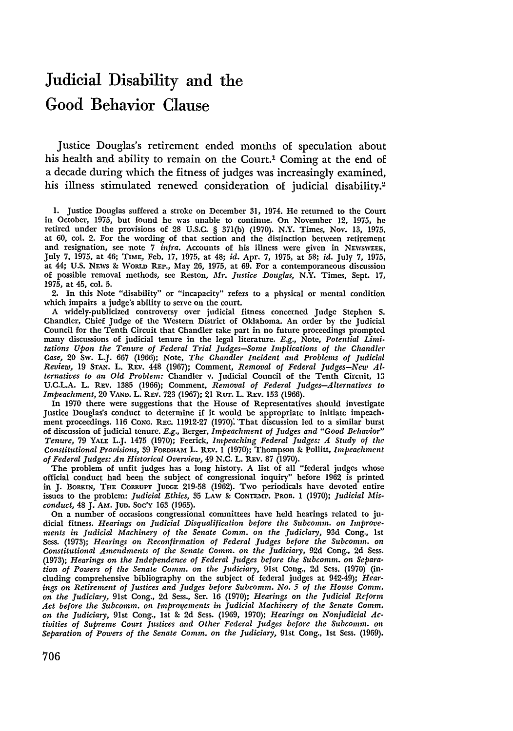# Judicial Disability and the Good Behavior Clause

Justice Douglas's retirement ended months of speculation about his health and ability to remain on the Court.[1] Coming at the end of a decade during which the fitness of judges was increasingly examined, his illness stimulated renewed consideration of judicial disability.[2]

1. Justice Douglas suffered a stroke on December 31, 1974. He returned to the Court in October, 1975, but found he was unable to continue. On November 12, 1975, he retired under the provisions of 28 U.S.C. § 371(b) (1970). N.Y. Times, Nov. 13, 1975, at 60, col. 2. For the wording of that section and the distinction between retirement and resignation, see note 7 *infra*. Accounts of his illness were given in NEWSWEEK, July 7, 1975, at 46; TIME, Feb. 17, 1975, at 48; *id.* Apr. 7, 1975, at 58; *id.* July 7, 1975, at 44; U.S. NEWS & WORLD REP., May 26, 1975, at 69. For a contemporaneous discussion of possible removal methods, see Reston, *Mr. Justice Douglas*, N.Y. Times, Sept. 17, 1975, at 45, col. 5.

2. In this Note "disability" or "incapacity" refers to a physical or mental condition which impairs a judge's ability to serve on the court.

A widely-publicized controversy over judicial fitness concerned Judge Stephen S. Chandler, Chief Judge of the Western District of Oklahoma. An order by the Judicial Council for the Tenth Circuit that Chandler take part in no future proceedings prompted many discussions of judicial tenure in the legal literature. *E.g.*, Note, *Potential Limitations Upon the Tenure of Federal Trial Judges—Some Implications of the Chandler Case*, 20 SW. L.J. 667 (1966); Note, *The Chandler Incident and Problems of Judicial Review*, 19 STAN. L. REV. 448 (1967); Comment, *Removal of Federal Judges—New Alternatives to an Old Problem:* Chandler v. Judicial Council of the Tenth Circuit, 13 U.C.L.A. L. REV. 1385 (1966); Comment, *Removal of Federal Judges—Alternatives to Impeachment*, 20 VAND. L. REV. 723 (1967); 21 RUT. L. REV. 153 (1966).

In 1970 there were suggestions that the House of Representatives should investigate Justice Douglas's conduct to determine if it would be appropriate to initiate impeachment proceedings. 116 CONG. REC. 11912-27 (1970). That discussion led to a similar burst of discussion of judicial tenure. *E.g.*, Berger, *Impeachment of Judges and "Good Behavior" Tenure*, 79 YALE L.J. 1475 (1970); Feerick, *Impeaching Federal Judges: A Study of the Constitutional Provisions*, 39 FORDHAM L. REV. 1 (1970); Thompson & Pollitt, *Impeachment of Federal Judges: An Historical Overview*, 49 N.C. L. REV. 87 (1970).

The problem of unfit judges has a long history. A list of all "federal judges whose official conduct had been the subject of congressional inquiry" before 1962 is printed in J. BORKIN, THE CORRUPT JUDGE 219-58 (1962). Two periodicals have devoted entire issues to the problem: *Judicial Ethics*, 35 LAW & CONTEMP. PROB. 1 (1970); *Judicial Misconduct*, 48 J. AM. JUD. SOC'Y 163 (1965).

On a number of occasions congressional committees have held hearings related to judicial fitness. *Hearings on Judicial Disqualification before the Subcomm. on Improvements in Judicial Machinery of the Senate Comm. on the Judiciary*, 93d Cong., 1st Sess. (1973); *Hearings on Reconfirmation of Federal Judges before the Subcomm. on Constitutional Amendments of the Senate Comm. on the Judiciary*, 92d Cong., 2d Sess. (1973); *Hearings on the Independence of Federal Judges before the Subcomm. on Separation of Powers of the Senate Comm. on the Judiciary*, 91st Cong., 2d Sess. (1970) (including comprehensive bibliography on the subject of federal judges at 942-49); *Hearings on Retirement of Justices and Judges before Subcomm. No. 5 of the House Comm. on the Judiciary*, 91st Cong., 2d Sess., Ser. 16 (1970); *Hearings on the Judicial Reform Act before the Subcomm. on Improvements in Judicial Machinery of the Senate Comm. on the Judiciary*, 91st Cong., 1st & 2d Sess. (1969, 1970); *Hearings on Nonjudicial Activities of Supreme Court Justices and Other Federal Judges before the Subcomm. on Separation of Powers of the Senate Comm. on the Judiciary*, 91st Cong., 1st Sess. (1969).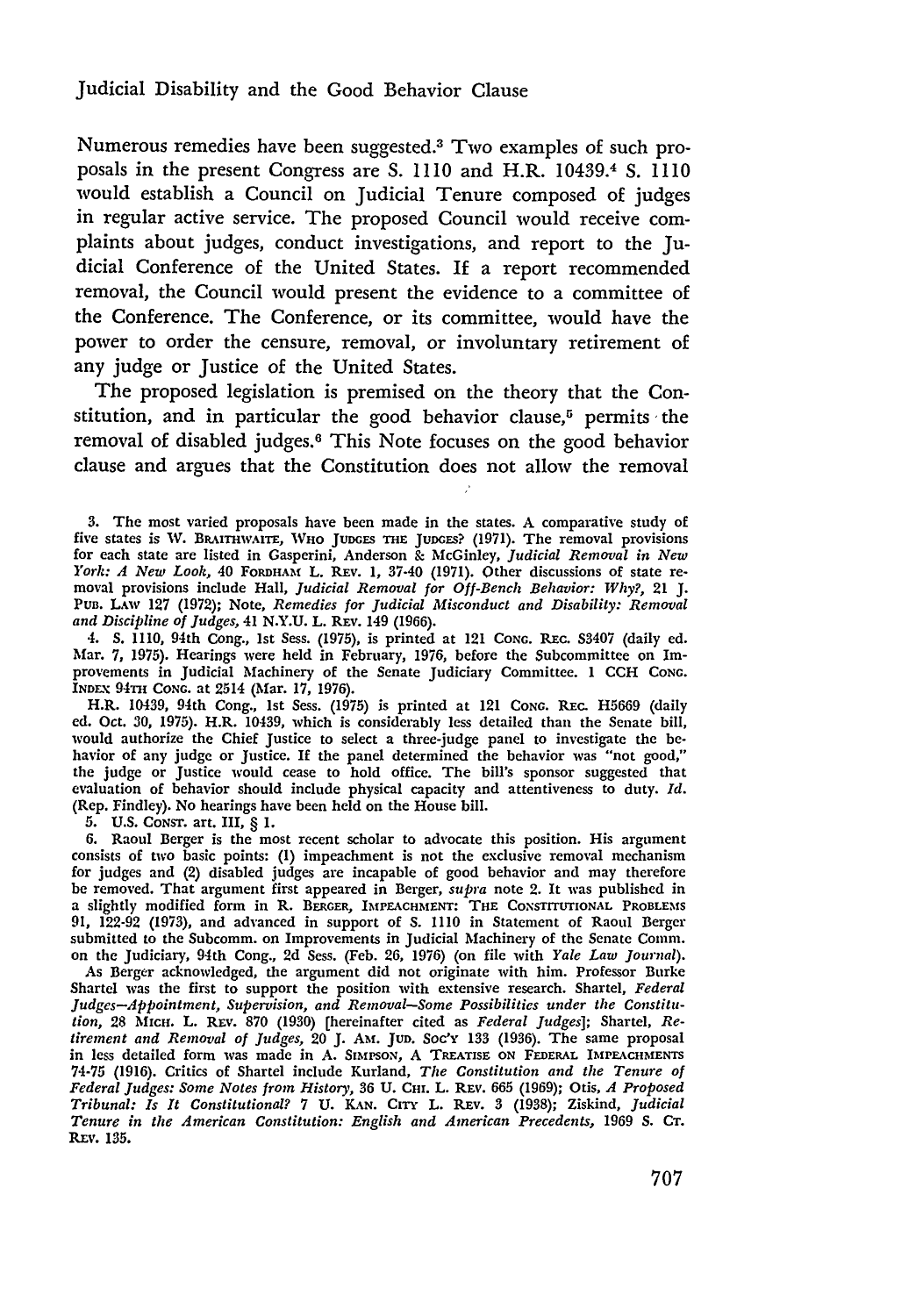Numerous remedies have been suggested.[3] Two examples of such proposals in the present Congress are S. 1110 and H.R. 10439.[4] S. 1110 would establish a Council on Judicial Tenure composed of judges in regular active service. The proposed Council would receive complaints about judges, conduct investigations, and report to the Judicial Conference of the United States. If a report recommended removal, the Council would present the evidence to a committee of the Conference. The Conference, or its committee, would have the power to order the censure, removal, or involuntary retirement of any judge or Justice of the United States.

The proposed legislation is premised on the theory that the Constitution, and in particular the good behavior clause,[5] permits the removal of disabled judges.[6] This Note focuses on the good behavior clause and argues that the Constitution does not allow the removal

3. The most varied proposals have been made in the states. A comparative study of five states is W. BRAITHWAITE, WHO JUDGES THE JUDGES? (1971). The removal provisions for each state are listed in Gasperini, Anderson & McGinley, *Judicial Removal in New York: A New Look*, 40 FORDHAM L. REV. 1, 37-40 (1971). Other discussions of state removal provisions include Hall, *Judicial Removal for Off-Bench Behavior: Why?*, 21 J. PUB. LAW 127 (1972); Note, *Remedies for Judicial Misconduct and Disability: Removal and Discipline of Judges*, 41 N.Y.U. L. REV. 149 (1966).

4. S. 1110, 94th Cong., 1st Sess. (1975), is printed at 121 CONG. REC. S3407 (daily ed. Mar. 7, 1975). Hearings were held in February, 1976, before the Subcommittee on Improvements in Judicial Machinery of the Senate Judiciary Committee. 1 CCH CONG. INDEX 94TH CONG. at 2514 (Mar. 17, 1976).

H.R. 10439, 94th Cong., 1st Sess. (1975) is printed at 121 CONG. REC. H5669 (daily ed. Oct. 30, 1975). H.R. 10439, which is considerably less detailed than the Senate bill, would authorize the Chief Justice to select a three-judge panel to investigate the behavior of any judge or Justice. If the panel determined the behavior was "not good," the judge or Justice would cease to hold office. The bill's sponsor suggested that evaluation of behavior should include physical capacity and attentiveness to duty. *Id.* (Rep. Findley). No hearings have been held on the House bill.

5. U.S. CONST. art. III, § 1.

6. Raoul Berger is the most recent scholar to advocate this position. His argument consists of two basic points: (1) impeachment is not the exclusive removal mechanism for judges and (2) disabled judges are incapable of good behavior and may therefore be removed. That argument first appeared in Berger, *supra* note 2. It was published in a slightly modified form in R. BERGER, IMPEACHMENT: THE CONSTITUTIONAL PROBLEMS 91, 122-92 (1973), and advanced in support of S. 1110 in Statement of Raoul Berger submitted to the Subcomm. on Improvements in Judicial Machinery of the Senate Comm. on the Judiciary, 94th Cong., 2d Sess. (Feb. 26, 1976) (on file with *Yale Law Journal*).

As Berger acknowledged, the argument did not originate with him. Professor Burke Shartel was the first to support the position with extensive research. Shartel, *Federal Judges—Appointment, Supervision, and Removal—Some Possibilities under the Constitution*, 28 MICH. L. REV. 870 (1930) [hereinafter cited as *Federal Judges*]; Shartel, *Retirement and Removal of Judges*, 20 J. AM. JUD. SOC'Y 133 (1936). The same proposal in less detailed form was made in A. SIMPSON, A TREATISE ON FEDERAL IMPEACHMENTS 74-75 (1916). Critics of Shartel include Kurland, *The Constitution and the Tenure of Federal Judges: Some Notes from History*, 36 U. CHI. L. REV. 665 (1969); Otis, *A Proposed Tribunal: Is It Constitutional?* 7 U. KAN. CITY L. REV. 3 (1938); Ziskind, *Judicial Tenure in the American Constitution: English and American Precedents*, 1969 S. CT. REV. 135.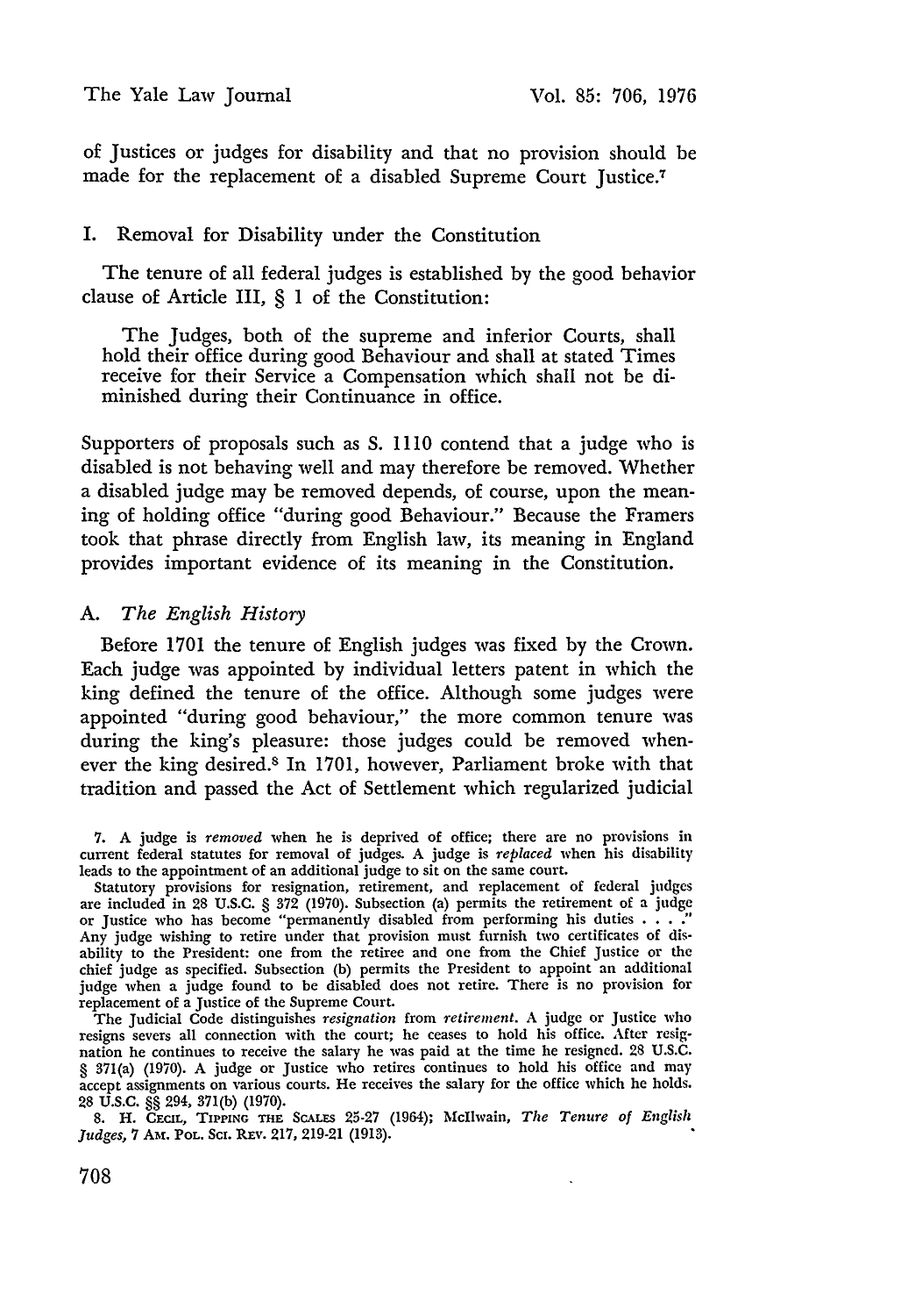of Justices or judges for disability and that no provision should be made for the replacement of a disabled Supreme Court Justice.[7]

## I. Removal for Disability under the Constitution

The tenure of all federal judges is established by the good behavior clause of Article III, § 1 of the Constitution:

> The Judges, both of the supreme and inferior Courts, shall hold their office during good Behaviour and shall at stated Times receive for their Service a Compensation which shall not be diminished during their Continuance in office.

Supporters of proposals such as S. 1110 contend that a judge who is disabled is not behaving well and may therefore be removed. Whether a disabled judge may be removed depends, of course, upon the meaning of holding office "during good Behaviour." Because the Framers took that phrase directly from English law, its meaning in England provides important evidence of its meaning in the Constitution.

### A. *The English History*

Before 1701 the tenure of English judges was fixed by the Crown. Each judge was appointed by individual letters patent in which the king defined the tenure of the office. Although some judges were appointed "during good behaviour," the more common tenure was during the king's pleasure: those judges could be removed whenever the king desired.[8] In 1701, however, Parliament broke with that tradition and passed the Act of Settlement which regularized judicial

---

7. A judge is *removed* when he is deprived of office; there are no provisions in current federal statutes for removal of judges. A judge is *replaced* when his disability leads to the appointment of an additional judge to sit on the same court.

Statutory provisions for resignation, retirement, and replacement of federal judges are included in 28 U.S.C. § 372 (1970). Subsection (a) permits the retirement of a judge or Justice who has become "permanently disabled from performing his duties . . . ." Any judge wishing to retire under that provision must furnish two certificates of disability to the President: one from the retiree and one from the Chief Justice or the chief judge as specified. Subsection (b) permits the President to appoint an additional judge when a judge found to be disabled does not retire. There is no provision for replacement of a Justice of the Supreme Court.

The Judicial Code distinguishes *resignation* from *retirement*. A judge or Justice who resigns severs all connection with the court; he ceases to hold his office. After resignation he continues to receive the salary he was paid at the time he resigned. 28 U.S.C. § 371(a) (1970). A judge or Justice who retires continues to hold his office and may accept assignments on various courts. He receives the salary for the office which he holds. 28 U.S.C. §§ 294, 371(b) (1970).

8. H. CECIL, TIPPING THE SCALES 25-27 (1964); McIlwain, *The Tenure of English Judges*, 7 AM. POL. SCI. REV. 217, 219-21 (1913).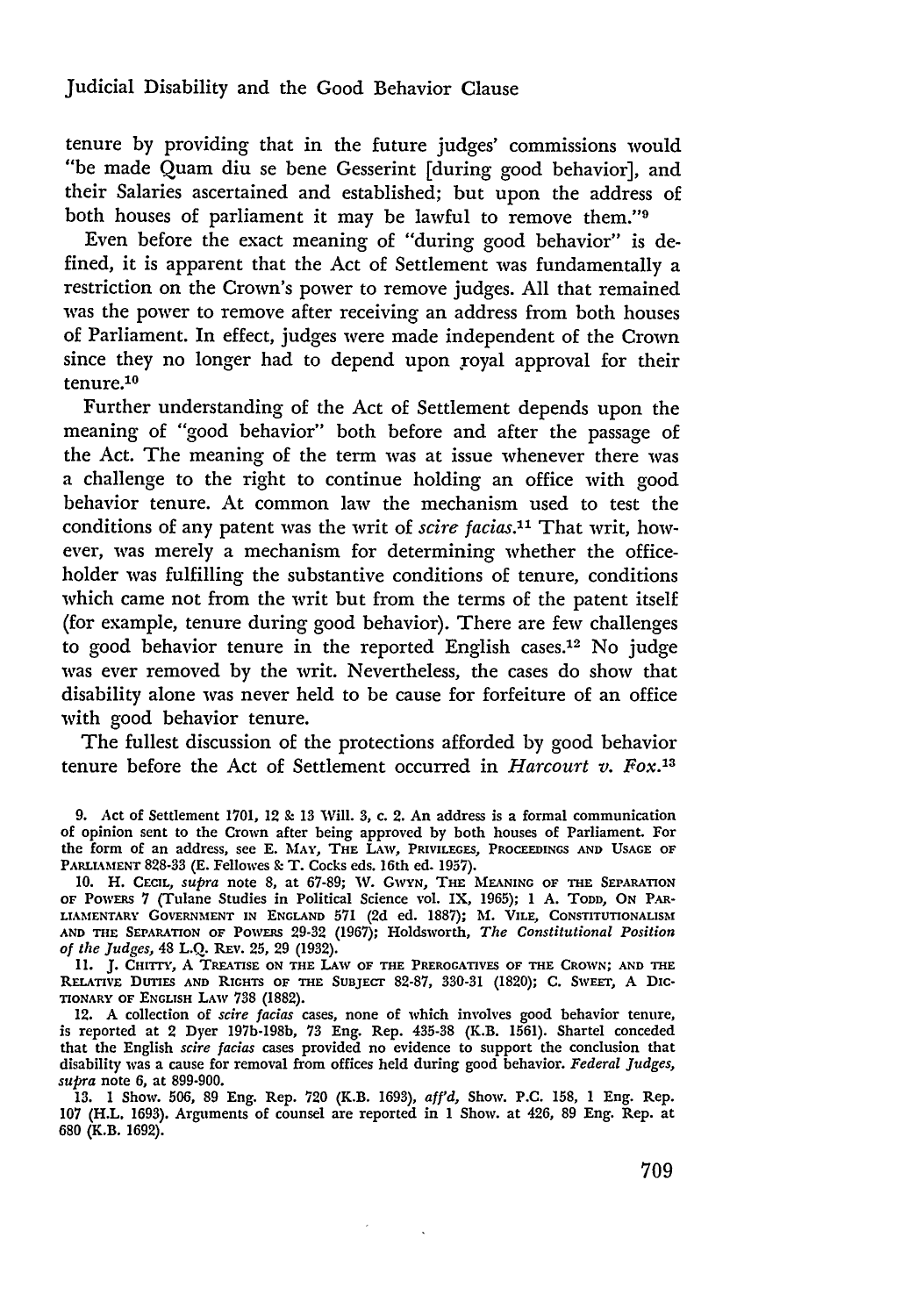tenure by providing that in the future judges' commissions would "be made Quam diu se bene Gesserint [during good behavior], and their Salaries ascertained and established; but upon the address of both houses of parliament it may be lawful to remove them."[9]

Even before the exact meaning of "during good behavior" is defined, it is apparent that the Act of Settlement was fundamentally a restriction on the Crown's power to remove judges. All that remained was the power to remove after receiving an address from both houses of Parliament. In effect, judges were made independent of the Crown since they no longer had to depend upon royal approval for their tenure.[10]

Further understanding of the Act of Settlement depends upon the meaning of "good behavior" both before and after the passage of the Act. The meaning of the term was at issue whenever there was a challenge to the right to continue holding an office with good behavior tenure. At common law the mechanism used to test the conditions of any patent was the writ of *scire facias*.[11] That writ, however, was merely a mechanism for determining whether the office-holder was fulfilling the substantive conditions of tenure, conditions which came not from the writ but from the terms of the patent itself (for example, tenure during good behavior). There are few challenges to good behavior tenure in the reported English cases.[12] No judge was ever removed by the writ. Nevertheless, the cases do show that disability alone was never held to be cause for forfeiture of an office with good behavior tenure.

The fullest discussion of the protections afforded by good behavior tenure before the Act of Settlement occurred in *Harcourt v. Fox*.[13]

9. Act of Settlement 1701, 12 & 13 Will. 3, c. 2. An address is a formal communication of opinion sent to the Crown after being approved by both houses of Parliament. For the form of an address, see E. May, The Law, Privileges, Proceedings and Usage of Parliament 828-33 (E. Fellowes & T. Cocks eds. 16th ed. 1957).

10. H. Cecil, *supra* note 8, at 67-89; W. Gwyn, The Meaning of the Separation of Powers 7 (Tulane Studies in Political Science vol. IX, 1965); 1 A. Todd, On Parliamentary Government in England 571 (2d ed. 1887); M. Vile, Constitutionalism and the Separation of Powers 29-32 (1967); Holdsworth, *The Constitutional Position of the Judges*, 48 L.Q. Rev. 25, 29 (1932).

11. J. Chitty, A Treatise on the Law of the Prerogatives of the Crown; and the Relative Duties and Rights of the Subject 82-87, 330-31 (1820); C. Sweet, A Dictionary of English Law 738 (1882).

12. A collection of *scire facias* cases, none of which involves good behavior tenure, is reported at 2 Dyer 197b-198b, 73 Eng. Rep. 435-38 (K.B. 1561). Shartel conceded that the English *scire facias* cases provided no evidence to support the conclusion that disability was a cause for removal from offices held during good behavior. *Federal Judges*, *supra* note 6, at 899-900.

13. 1 Show. 506, 89 Eng. Rep. 720 (K.B. 1693), *aff'd*, Show. P.C. 158, 1 Eng. Rep. 107 (H.L. 1693). Arguments of counsel are reported in 1 Show. at 426, 89 Eng. Rep. at 680 (K.B. 1692).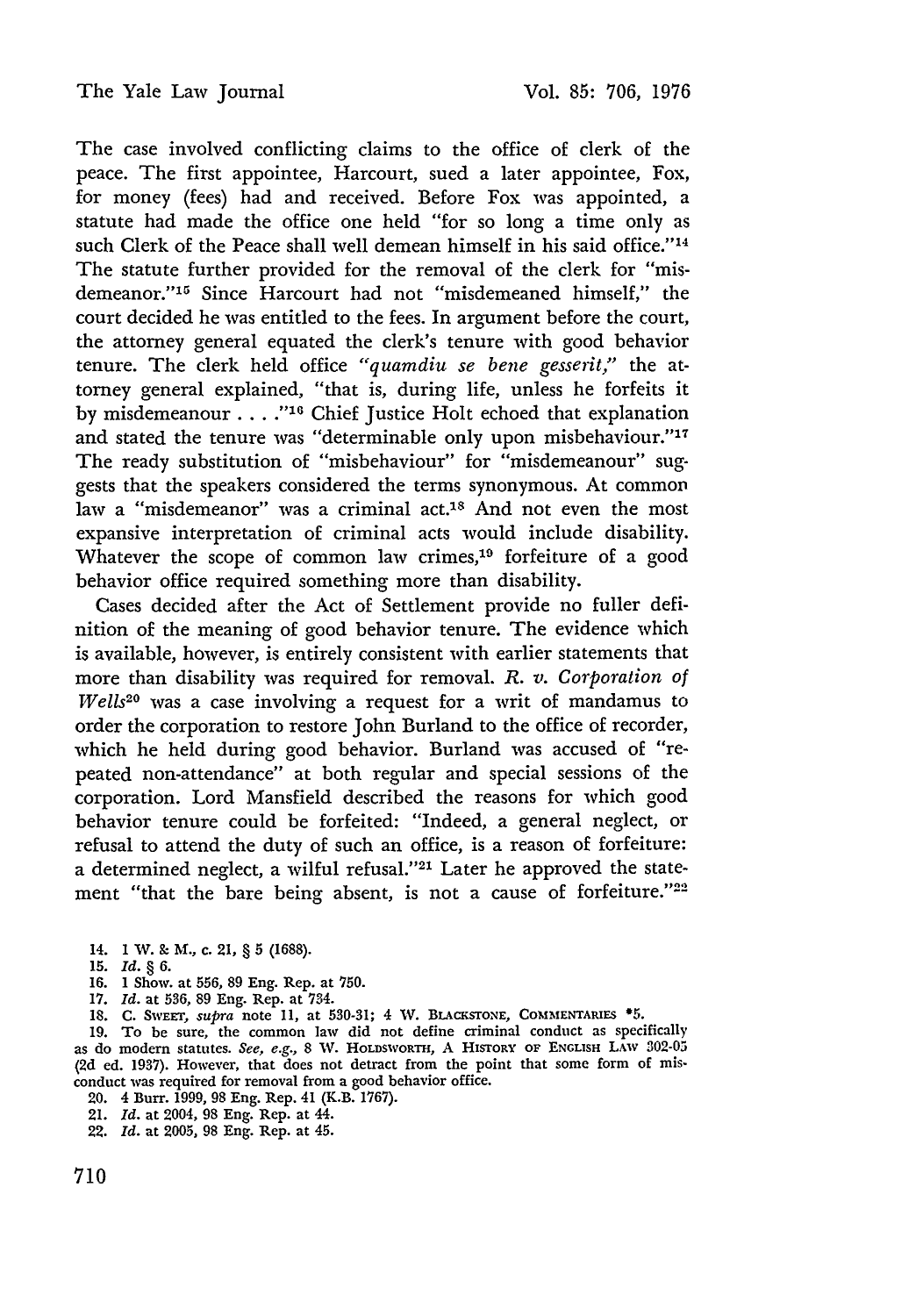The case involved conflicting claims to the office of clerk of the peace. The first appointee, Harcourt, sued a later appointee, Fox, for money (fees) had and received. Before Fox was appointed, a statute had made the office one held "for so long a time only as such Clerk of the Peace shall well demean himself in his said office."[14] The statute further provided for the removal of the clerk for "misdemeanor."[15] Since Harcourt had not "misdemeaned himself," the court decided he was entitled to the fees. In argument before the court, the attorney general equated the clerk's tenure with good behavior tenure. The clerk held office *"quamdiu se bene gesserit,"* the attorney general explained, "that is, during life, unless he forfeits it by misdemeanour . . . ."[16] Chief Justice Holt echoed that explanation and stated the tenure was "determinable only upon misbehaviour."[17] The ready substitution of "misbehaviour" for "misdemeanour" suggests that the speakers considered the terms synonymous. At common law a "misdemeanor" was a criminal act.[18] And not even the most expansive interpretation of criminal acts would include disability. Whatever the scope of common law crimes,[19] forfeiture of a good behavior office required something more than disability.

Cases decided after the Act of Settlement provide no fuller definition of the meaning of good behavior tenure. The evidence which is available, however, is entirely consistent with earlier statements that more than disability was required for removal. *R. v. Corporation of Wells*[20] was a case involving a request for a writ of mandamus to order the corporation to restore John Burland to the office of recorder, which he held during good behavior. Burland was accused of "repeated non-attendance" at both regular and special sessions of the corporation. Lord Mansfield described the reasons for which good behavior tenure could be forfeited: "Indeed, a general neglect, or refusal to attend the duty of such an office, is a reason of forfeiture: a determined neglect, a wilful refusal."[21] Later he approved the statement "that the bare being absent, is not a cause of forfeiture."[22]

14. 1 W. & M., c. 21, § 5 (1688).

15. *Id.* § 6.

16. 1 Show. at 556, 89 Eng. Rep. at 750.

17. *Id.* at 536, 89 Eng. Rep. at 734.

18. C. Sweet, *supra* note 11, at 530-31; 4 W. Blackstone, Commentaries *5.

19. To be sure, the common law did not define criminal conduct as specifically as do modern statutes. *See, e.g.*, 8 W. Holdsworth, A History of English Law 302-05 (2d ed. 1937). However, that does not detract from the point that some form of misconduct was required for removal from a good behavior office.

20. 4 Burr. 1999, 98 Eng. Rep. 41 (K.B. 1767).

21. *Id.* at 2004, 98 Eng. Rep. at 44.

22. *Id.* at 2005, 98 Eng. Rep. at 45.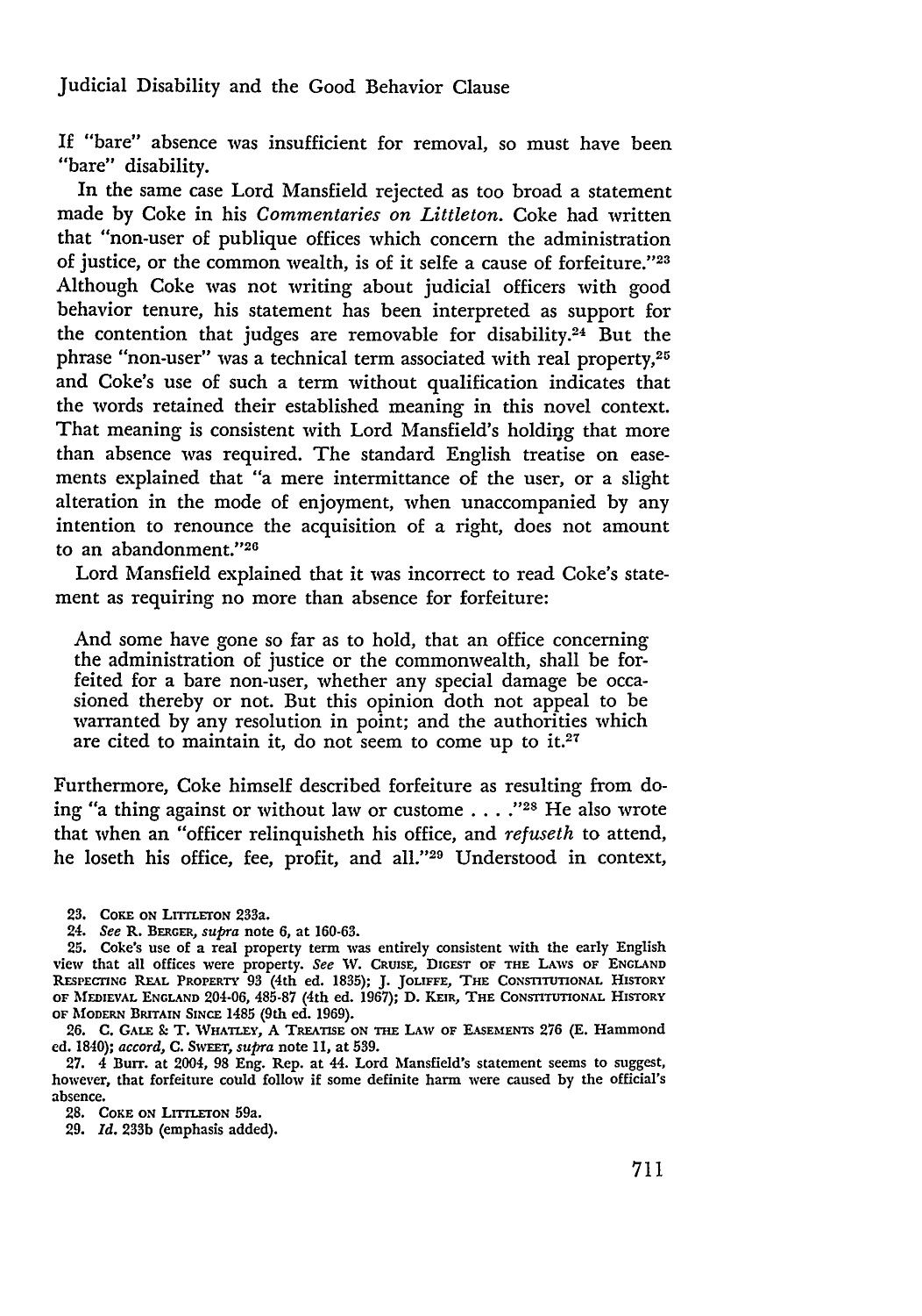If "bare" absence was insufficient for removal, so must have been "bare" disability.

In the same case Lord Mansfield rejected as too broad a statement made by Coke in his *Commentaries on Littleton*. Coke had written that "non-user of publique offices which concern the administration of justice, or the common wealth, is of it selfe a cause of forfeiture."[23] Although Coke was not writing about judicial officers with good behavior tenure, his statement has been interpreted as support for the contention that judges are removable for disability.[24] But the phrase "non-user" was a technical term associated with real property,[25] and Coke's use of such a term without qualification indicates that the words retained their established meaning in this novel context. That meaning is consistent with Lord Mansfield's holding that more than absence was required. The standard English treatise on easements explained that "a mere intermittance of the user, or a slight alteration in the mode of enjoyment, when unaccompanied by any intention to renounce the acquisition of a right, does not amount to an abandonment."[26]

Lord Mansfield explained that it was incorrect to read Coke's statement as requiring no more than absence for forfeiture:

> And some have gone so far as to hold, that an office concerning the administration of justice or the commonwealth, shall be forfeited for a bare non-user, whether any special damage be occasioned thereby or not. But this opinion doth not appeal to be warranted by any resolution in point; and the authorities which are cited to maintain it, do not seem to come up to it.[27]

Furthermore, Coke himself described forfeiture as resulting from doing "a thing against or without law or custome . . . ."[28] He also wrote that when an "officer relinquisheth his office, and *refuseth* to attend, he loseth his office, fee, profit, and all."[29] Understood in context,

23. COKE ON LITTLETON 233a.

24. *See* R. BERGER, *supra* note 6, at 160-63.

25. Coke's use of a real property term was entirely consistent with the early English view that all offices were property. *See* W. CRUISE, DIGEST OF THE LAWS OF ENGLAND RESPECTING REAL PROPERTY 93 (4th ed. 1835); J. JOLIFFE, THE CONSTITUTIONAL HISTORY OF MEDIEVAL ENGLAND 204-06, 485-87 (4th ed. 1967); D. KEIR, THE CONSTITUTIONAL HISTORY OF MODERN BRITAIN SINCE 1485 (9th ed. 1969).

26. C. GALE & T. WHATLEY, A TREATISE ON THE LAW OF EASEMENTS 276 (E. Hammond ed. 1840); *accord*, C. SWEET, *supra* note 11, at 539.

27. 4 Burr. at 2004, 98 Eng. Rep. at 44. Lord Mansfield's statement seems to suggest, however, that forfeiture could follow if some definite harm were caused by the official's absence.

28. COKE ON LITTLETON 59a.

29. *Id.* 233b (emphasis added).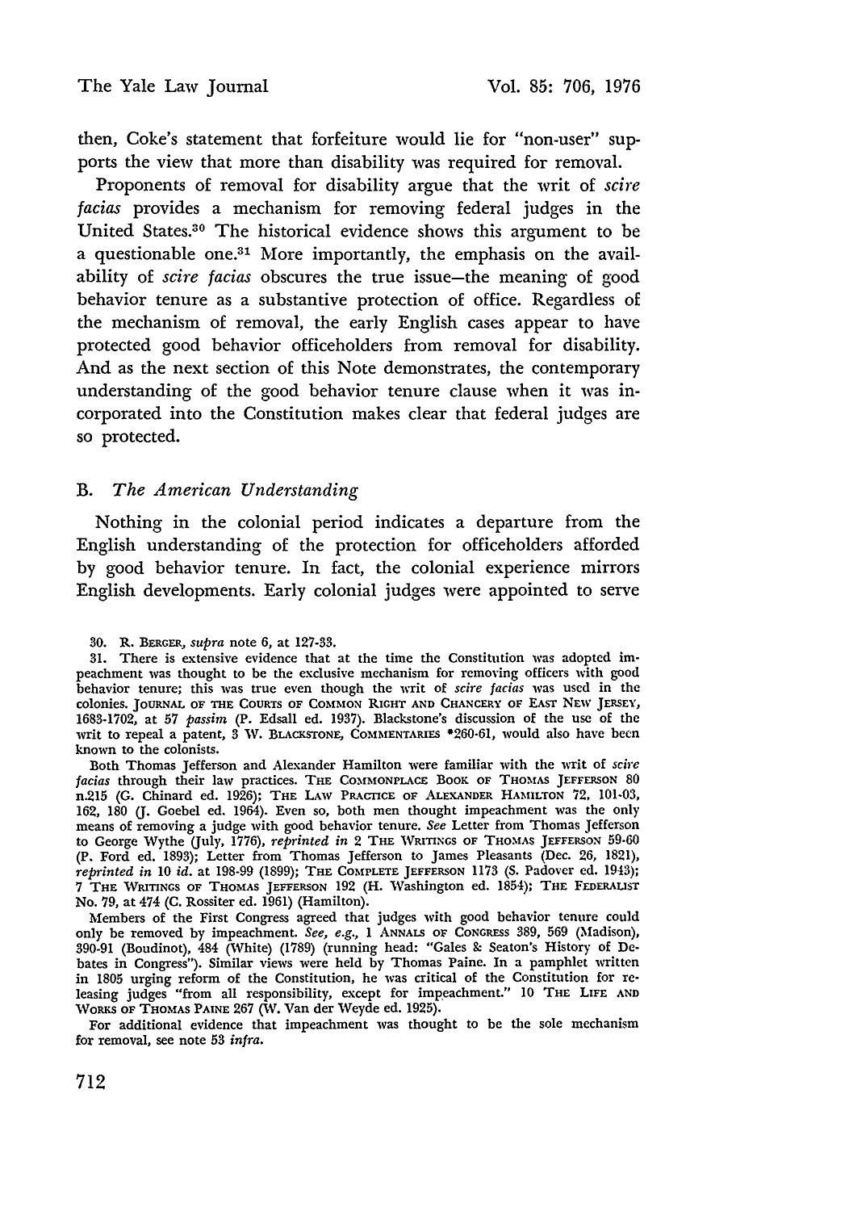then, Coke's statement that forfeiture would lie for "non-user" supports the view that more than disability was required for removal.

Proponents of removal for disability argue that the writ of *scire facias* provides a mechanism for removing federal judges in the United States.[30] The historical evidence shows this argument to be a questionable one.[31] More importantly, the emphasis on the availability of *scire facias* obscures the true issue—the meaning of good behavior tenure as a substantive protection of office. Regardless of the mechanism of removal, the early English cases appear to have protected good behavior officeholders from removal for disability. And as the next section of this Note demonstrates, the contemporary understanding of the good behavior tenure clause when it was incorporated into the Constitution makes clear that federal judges are so protected.

### B. *The American Understanding*

Nothing in the colonial period indicates a departure from the English understanding of the protection for officeholders afforded by good behavior tenure. In fact, the colonial experience mirrors English developments. Early colonial judges were appointed to serve

---

30. R. BERGER, *supra* note 6, at 127-33.

31. There is extensive evidence that at the time the Constitution was adopted impeachment was thought to be the exclusive mechanism for removing officers with good behavior tenure; this was true even though the writ of *scire facias* was used in the colonies. JOURNAL OF THE COURTS OF COMMON RIGHT AND CHANCERY OF EAST NEW JERSEY, 1683-1702, at 57 *passim* (P. Edsall ed. 1937). Blackstone's discussion of the use of the writ to repeal a patent, 3 W. BLACKSTONE, COMMENTARIES *260-61, would also have been known to the colonists.

Both Thomas Jefferson and Alexander Hamilton were familiar with the writ of *scire facias* through their law practices. THE COMMONPLACE BOOK OF THOMAS JEFFERSON 80 n.215 (G. Chinard ed. 1926); THE LAW PRACTICE OF ALEXANDER HAMILTON 72, 101-03, 162, 180 (J. Goebel ed. 1964). Even so, both men thought impeachment was the only means of removing a judge with good behavior tenure. *See* Letter from Thomas Jefferson to George Wythe (July, 1776), *reprinted in* 2 THE WRITINGS OF THOMAS JEFFERSON 59-60 (P. Ford ed. 1893); Letter from Thomas Jefferson to James Pleasants (Dec. 26, 1821), *reprinted in* 10 *id.* at 198-99 (1899); THE COMPLETE JEFFERSON 1173 (S. Padover ed. 1943); 7 THE WRITINGS OF THOMAS JEFFERSON 192 (H. Washington ed. 1854); THE FEDERALIST No. 79, at 474 (C. Rossiter ed. 1961) (Hamilton).

Members of the First Congress agreed that judges with good behavior tenure could only be removed by impeachment. *See, e.g.*, 1 ANNALS OF CONGRESS 389, 569 (Madison), 390-91 (Boudinot), 484 (White) (1789) (running head: "Gales & Seaton's History of Debates in Congress"). Similar views were held by Thomas Paine. In a pamphlet written in 1805 urging reform of the Constitution, he was critical of the Constitution for releasing judges "from all responsibility, except for impeachment." 10 THE LIFE AND WORKS OF THOMAS PAINE 267 (W. Van der Weyde ed. 1925).

For additional evidence that impeachment was thought to be the sole mechanism for removal, see note 53 *infra*.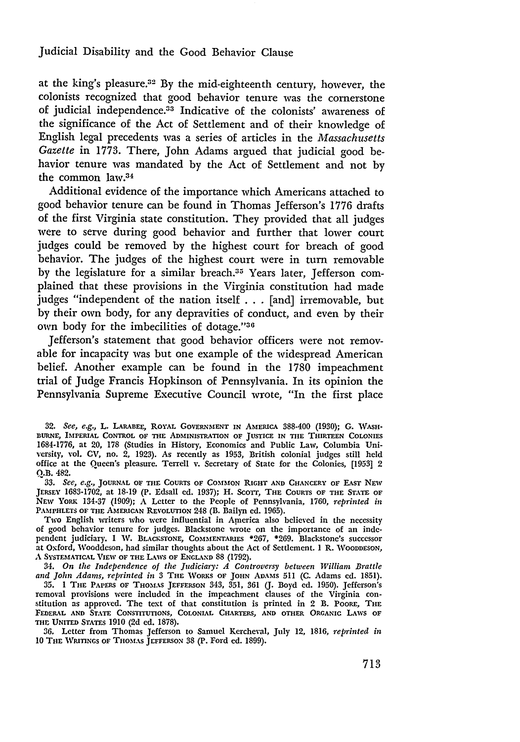at the king's pleasure.[32] By the mid-eighteenth century, however, the colonists recognized that good behavior tenure was the cornerstone of judicial independence.[33] Indicative of the colonists' awareness of the significance of the Act of Settlement and of their knowledge of English legal precedents was a series of articles in the *Massachusetts Gazette* in 1773. There, John Adams argued that judicial good behavior tenure was mandated by the Act of Settlement and not by the common law.[34]

Additional evidence of the importance which Americans attached to good behavior tenure can be found in Thomas Jefferson's 1776 drafts of the first Virginia state constitution. They provided that all judges were to serve during good behavior and further that lower court judges could be removed by the highest court for breach of good behavior. The judges of the highest court were in turn removable by the legislature for a similar breach.[35] Years later, Jefferson complained that these provisions in the Virginia constitution had made judges "independent of the nation itself . . . [and] irremovable, but by their own body, for any depravities of conduct, and even by their own body for the imbecilities of dotage."[36]

Jefferson's statement that good behavior officers were not removable for incapacity was but one example of the widespread American belief. Another example can be found in the 1780 impeachment trial of Judge Francis Hopkinson of Pennsylvania. In its opinion the Pennsylvania Supreme Executive Council wrote, "In the first place

32. *See, e.g.*, L. Larabee, Royal Government in America 388-400 (1930); G. Washburne, Imperial Control of the Administration of Justice in the Thirteen Colonies 1684-1776, at 20, 178 (Studies in History, Economics and Public Law, Columbia University, vol. CV, no. 2, 1923). As recently as 1953, British colonial judges still held office at the Queen's pleasure. Terrell v. Secretary of State for the Colonies, [1953] 2 Q.B. 482.

33. *See, e.g.*, Journal of the Courts of Common Right and Chancery of East New Jersey 1683-1702, at 18-19 (P. Edsall ed. 1937); H. Scott, The Courts of the State of New York 134-37 (1909); A Letter to the People of Pennsylvania, 1760, *reprinted in* Pamphlets of the American Revolution 248 (B. Bailyn ed. 1965).

Two English writers who were influential in America also believed in the necessity of good behavior tenure for judges. Blackstone wrote on the importance of an independent judiciary. 1 W. Blackstone, Commentaries *267, *269. Blackstone's successor at Oxford, Wooddeson, had similar thoughts about the Act of Settlement. 1 R. Wooddeson, A Systematical View of the Laws of England 88 (1792).

34. *On the Independence of the Judiciary: A Controversy between William Brattle and John Adams, reprinted in* 3 The Works of John Adams 511 (C. Adams ed. 1851).

35. 1 The Papers of Thomas Jefferson 343, 351, 361 (J. Boyd ed. 1950). Jefferson's removal provisions were included in the impeachment clauses of the Virginia constitution as approved. The text of that constitution is printed in 2 B. Poore, The Federal and State Constitutions, Colonial Charters, and other Organic Laws of the United States 1910 (2d ed. 1878).

36. Letter from Thomas Jefferson to Samuel Kercheval, July 12, 1816, *reprinted in* 10 The Writings of Thomas Jefferson 38 (P. Ford ed. 1899).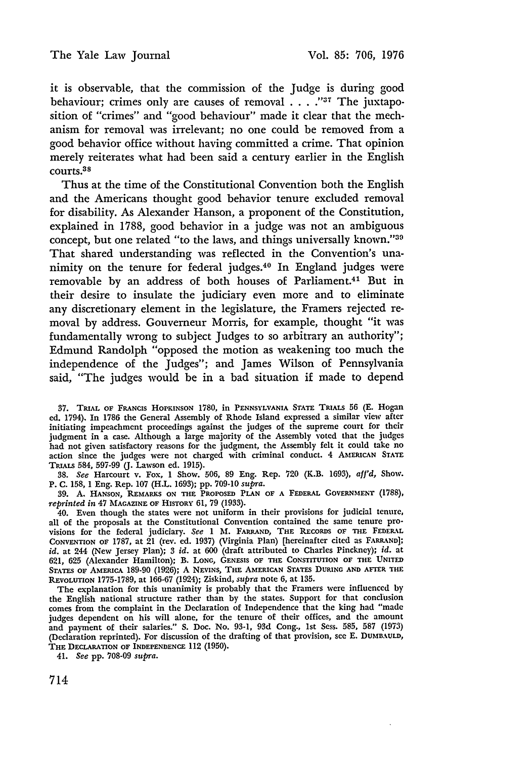it is observable, that the commission of the Judge is during good behaviour; crimes only are causes of removal . . . ."[37] The juxtaposition of "crimes" and "good behaviour" made it clear that the mechanism for removal was irrelevant; no one could be removed from a good behavior office without having committed a crime. That opinion merely reiterates what had been said a century earlier in the English courts.[38]

Thus at the time of the Constitutional Convention both the English and the Americans thought good behavior tenure excluded removal for disability. As Alexander Hanson, a proponent of the Constitution, explained in 1788, good behavior in a judge was not an ambiguous concept, but one related "to the laws, and things universally known."[39] That shared understanding was reflected in the Convention's unanimity on the tenure for federal judges.[40] In England judges were removable by an address of both houses of Parliament.[41] But in their desire to insulate the judiciary even more and to eliminate any discretionary element in the legislature, the Framers rejected removal by address. Gouverneur Morris, for example, thought "it was fundamentally wrong to subject Judges to so arbitrary an authority"; Edmund Randolph "opposed the motion as weakening too much the independence of the Judges"; and James Wilson of Pennsylvania said, "The judges would be in a bad situation if made to depend

---

37. TRIAL OF FRANCIS HOPKINSON 1780, in PENNSYLVANIA STATE TRIALS 56 (E. Hogan ed. 1794). In 1786 the General Assembly of Rhode Island expressed a similar view after initiating impeachment proceedings against the judges of the supreme court for their judgment in a case. Although a large majority of the Assembly voted that the judges had not given satisfactory reasons for the judgment, the Assembly felt it could take no action since the judges were not charged with criminal conduct. 4 AMERICAN STATE TRIALS 584, 597-99 (J. Lawson ed. 1915).

38. *See* Harcourt v. Fox, 1 Show. 506, 89 Eng. Rep. 720 (K.B. 1693), *aff'd*, Show. P. C. 158, 1 Eng. Rep. 107 (H.L. 1693); pp. 709-10 *supra*.

39. A. HANSON, REMARKS ON THE PROPOSED PLAN OF A FEDERAL GOVERNMENT (1788), *reprinted in* 47 MAGAZINE OF HISTORY 61, 79 (1933).

40. Even though the states were not uniform in their provisions for judicial tenure, all of the proposals at the Constitutional Convention contained the same tenure provisions for the federal judiciary. *See* 1 M. FARRAND, THE RECORDS OF THE FEDERAL CONVENTION OF 1787, at 21 (rev. ed. 1937) (Virginia Plan) [hereinafter cited as FARRAND]; *id.* at 244 (New Jersey Plan); 3 *id.* at 600 (draft attributed to Charles Pinckney); *id.* at 621, 625 (Alexander Hamilton); B. LONG, GENESIS OF THE CONSTITUTION OF THE UNITED STATES OF AMERICA 189-90 (1926); A NEVINS, THE AMERICAN STATES DURING AND AFTER THE REVOLUTION 1775-1789, at 166-67 (1924); Ziskind, *supra* note 6, at 135.

The explanation for this unanimity is probably that the Framers were influenced by the English national structure rather than by the states. Support for that conclusion comes from the complaint in the Declaration of Independence that the king had "made judges dependent on his will alone, for the tenure of their offices, and the amount and payment of their salaries." S. Doc. No. 93-1, 93d Cong., 1st Sess. 585, 587 (1973) (Declaration reprinted). For discussion of the drafting of that provision, see E. DUMBAULD, THE DECLARATION OF INDEPENDENCE 112 (1950).

41. *See* pp. 708-09 *supra*.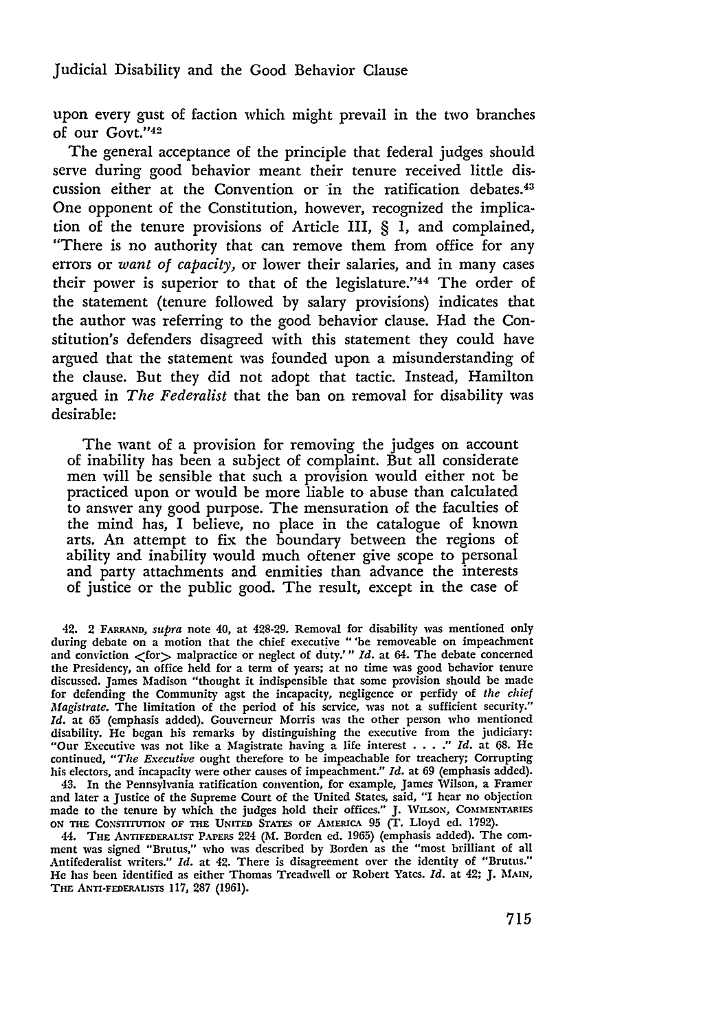upon every gust of faction which might prevail in the two branches of our Govt."[42]

The general acceptance of the principle that federal judges should serve during good behavior meant their tenure received little discussion either at the Convention or in the ratification debates.[43] One opponent of the Constitution, however, recognized the implication of the tenure provisions of Article III, § 1, and complained, "There is no authority that can remove them from office for any errors or *want of capacity,* or lower their salaries, and in many cases their power is superior to that of the legislature."[44] The order of the statement (tenure followed by salary provisions) indicates that the author was referring to the good behavior clause. Had the Constitution's defenders disagreed with this statement they could have argued that the statement was founded upon a misunderstanding of the clause. But they did not adopt that tactic. Instead, Hamilton argued in *The Federalist* that the ban on removal for disability was desirable:

> The want of a provision for removing the judges on account of inability has been a subject of complaint. But all considerate men will be sensible that such a provision would either not be practiced upon or would be more liable to abuse than calculated to answer any good purpose. The mensuration of the faculties of the mind has, I believe, no place in the catalogue of known arts. An attempt to fix the boundary between the regions of ability and inability would much oftener give scope to personal and party attachments and enmities than advance the interests of justice or the public good. The result, except in the case of

42. 2 FARRAND, *supra* note 40, at 428-29. Removal for disability was mentioned only during debate on a motion that the chief executive "'be removeable on impeachment and conviction <for> malpractice or neglect of duty.'" *Id.* at 64. The debate concerned the Presidency, an office held for a term of years; at no time was good behavior tenure discussed. James Madison "thought it indispensible that some provision should be made for defending the Community agst the incapacity, negligence or perfidy of *the chief Magistrate.* The limitation of the period of his service, was not a sufficient security." *Id.* at 65 (emphasis added). Gouverneur Morris was the other person who mentioned disability. He began his remarks by distinguishing the executive from the judiciary: "Our Executive was not like a Magistrate having a life interest . . . ." *Id.* at 68. He continued, "*The Executive* ought therefore to be impeachable for treachery; Corrupting his electors, and incapacity were other causes of impeachment." *Id.* at 69 (emphasis added).

43. In the Pennsylvania ratification convention, for example, James Wilson, a Framer and later a Justice of the Supreme Court of the United States, said, "I hear no objection made to the tenure by which the judges hold their offices." J. WILSON, COMMENTARIES ON THE CONSTITUTION OF THE UNITED STATES OF AMERICA 95 (T. Lloyd ed. 1792).

44. THE ANTIFEDERALIST PAPERS 224 (M. Borden ed. 1965) (emphasis added). The comment was signed "Brutus," who was described by Borden as the "most brilliant of all Antifederalist writers." *Id.* at 42. There is disagreement over the identity of "Brutus." He has been identified as either Thomas Treadwell or Robert Yates. *Id.* at 42; J. MAIN, THE ANTI-FEDERALISTS 117, 287 (1961).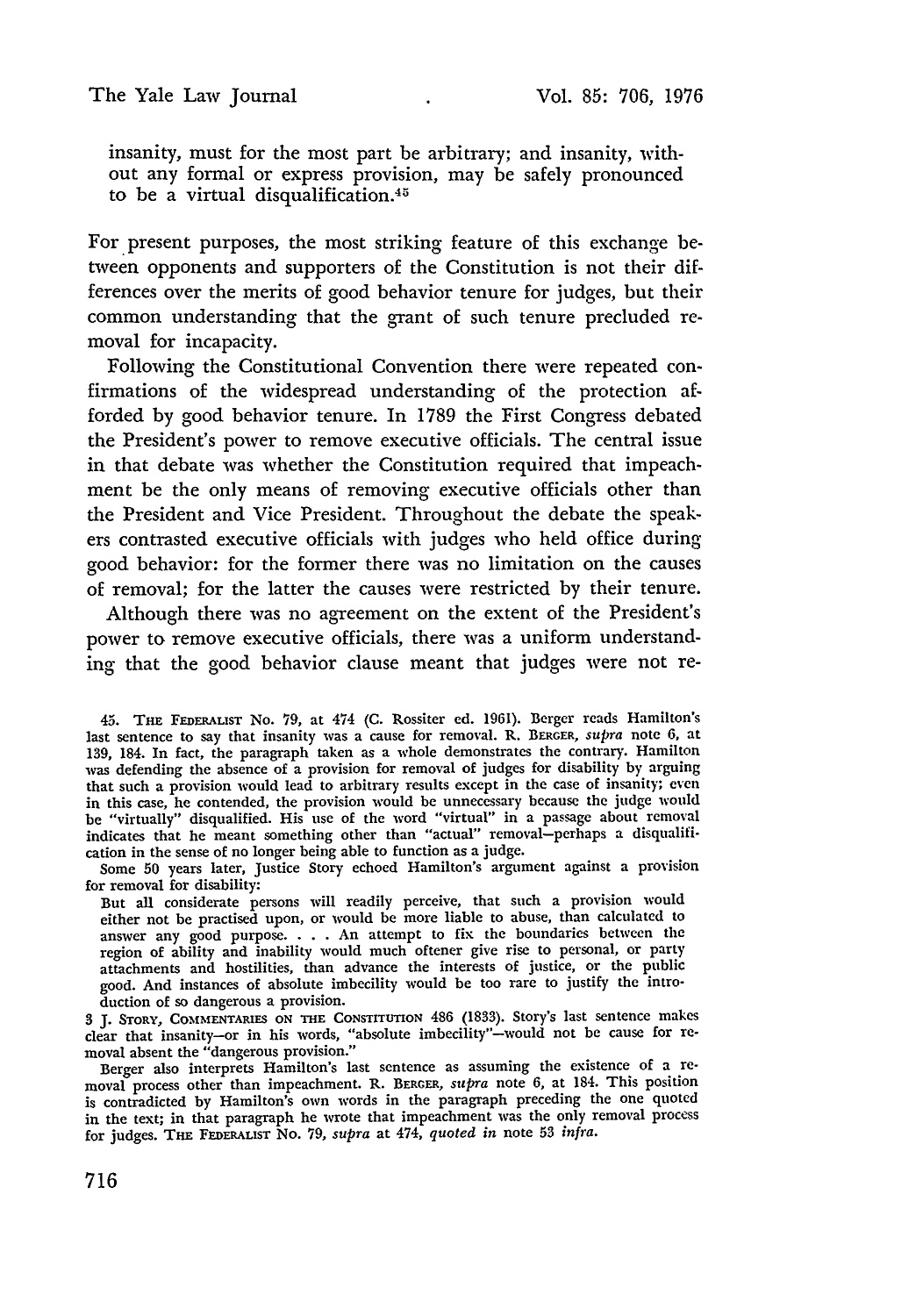insanity, must for the most part be arbitrary; and insanity, without any formal or express provision, may be safely pronounced to be a virtual disqualification.[45]

For present purposes, the most striking feature of this exchange between opponents and supporters of the Constitution is not their differences over the merits of good behavior tenure for judges, but their common understanding that the grant of such tenure precluded removal for incapacity.

Following the Constitutional Convention there were repeated confirmations of the widespread understanding of the protection afforded by good behavior tenure. In 1789 the First Congress debated the President's power to remove executive officials. The central issue in that debate was whether the Constitution required that impeachment be the only means of removing executive officials other than the President and Vice President. Throughout the debate the speakers contrasted executive officials with judges who held office during good behavior: for the former there was no limitation on the causes of removal; for the latter the causes were restricted by their tenure.

Although there was no agreement on the extent of the President's power to remove executive officials, there was a uniform understanding that the good behavior clause meant that judges were not re-

---

45. THE FEDERALIST No. 79, at 474 (C. Rossiter ed. 1961). Berger reads Hamilton's last sentence to say that insanity was a cause for removal. R. BERGER, *supra* note 6, at 139, 184. In fact, the paragraph taken as a whole demonstrates the contrary. Hamilton was defending the absence of a provision for removal of judges for disability by arguing that such a provision would lead to arbitrary results except in the case of insanity; even in this case, he contended, the provision would be unnecessary because the judge would be "virtually" disqualified. His use of the word "virtual" in a passage about removal indicates that he meant something other than "actual" removal—perhaps a disqualification in the sense of no longer being able to function as a judge.

Some 50 years later, Justice Story echoed Hamilton's argument against a provision for removal for disability:

> But all considerate persons will readily perceive, that such a provision would either not be practised upon, or would be more liable to abuse, than calculated to answer any good purpose. . . . An attempt to fix the boundaries between the region of ability and inability would much oftener give rise to personal, or party attachments and hostilities, than advance the interests of justice, or the public good. And instances of absolute imbecility would be too rare to justify the introduction of so dangerous a provision.

3 J. STORY, COMMENTARIES ON THE CONSTITUTION 486 (1833). Story's last sentence makes clear that insanity—or in his words, "absolute imbecility"—would not be cause for removal absent the "dangerous provision."

Berger also interprets Hamilton's last sentence as assuming the existence of a removal process other than impeachment. R. BERGER, *supra* note 6, at 184. This position is contradicted by Hamilton's own words in the paragraph preceding the one quoted in the text; in that paragraph he wrote that impeachment was the only removal process for judges. THE FEDERALIST No. 79, *supra* at 474, *quoted in* note 53 *infra*.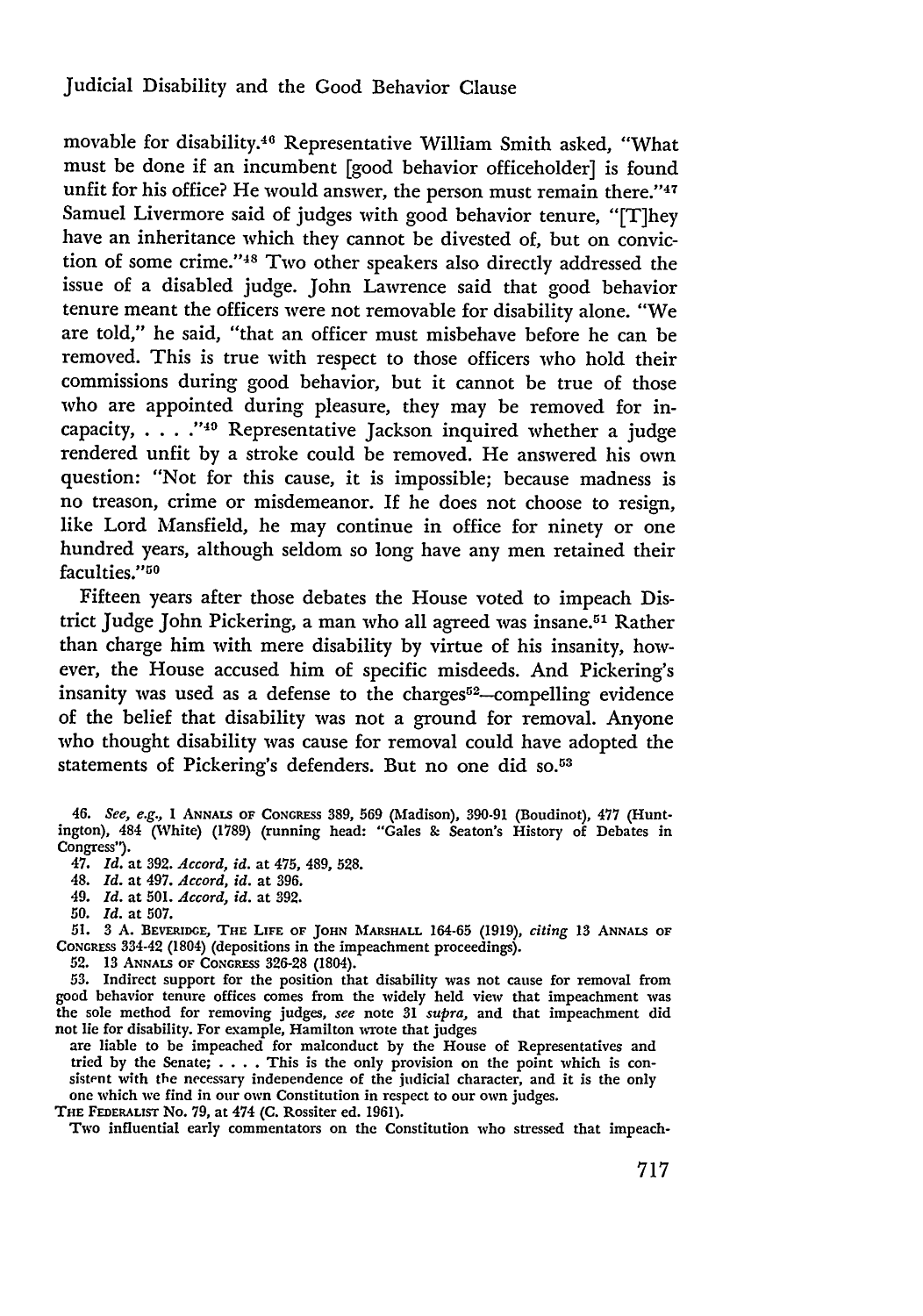movable for disability.[46] Representative William Smith asked, "What must be done if an incumbent [good behavior officeholder] is found unfit for his office? He would answer, the person must remain there."[47] Samuel Livermore said of judges with good behavior tenure, "[T]hey have an inheritance which they cannot be divested of, but on conviction of some crime."[48] Two other speakers also directly addressed the issue of a disabled judge. John Lawrence said that good behavior tenure meant the officers were not removable for disability alone. "We are told," he said, "that an officer must misbehave before he can be removed. This is true with respect to those officers who hold their commissions during good behavior, but it cannot be true of those who are appointed during pleasure, they may be removed for incapacity, . . . ."[49] Representative Jackson inquired whether a judge rendered unfit by a stroke could be removed. He answered his own question: "Not for this cause, it is impossible; because madness is no treason, crime or misdemeanor. If he does not choose to resign, like Lord Mansfield, he may continue in office for ninety or one hundred years, although seldom so long have any men retained their faculties."[50]

Fifteen years after those debates the House voted to impeach District Judge John Pickering, a man who all agreed was insane.[51] Rather than charge him with mere disability by virtue of his insanity, however, the House accused him of specific misdeeds. And Pickering's insanity was used as a defense to the charges[52]—compelling evidence of the belief that disability was not a ground for removal. Anyone who thought disability was cause for removal could have adopted the statements of Pickering's defenders. But no one did so.[53]

46. *See, e.g.,* 1 ANNALS OF CONGRESS 389, 569 (Madison), 390-91 (Boudinot), 477 (Huntington), 484 (White) (1789) (running head: "Gales & Seaton's History of Debates in Congress").

47. *Id.* at 392. *Accord, id.* at 475, 489, 528.

48. *Id.* at 497. *Accord, id.* at 396.

49. *Id.* at 501. *Accord, id.* at 392.

50. *Id.* at 507.

51. 3 A. BEVERIDGE, THE LIFE OF JOHN MARSHALL 164-65 (1919), *citing* 13 ANNALS OF CONGRESS 334-42 (1804) (depositions in the impeachment proceedings).

52. 13 ANNALS OF CONGRESS 326-28 (1804).

53. Indirect support for the position that disability was not cause for removal from good behavior tenure offices comes from the widely held view that impeachment was the sole method for removing judges, *see* note 31 *supra,* and that impeachment did not lie for disability. For example, Hamilton wrote that judges

> are liable to be impeached for malconduct by the House of Representatives and tried by the Senate; . . . . This is the only provision on the point which is consistent with the necessary independence of the judicial character, and it is the only one which we find in our own Constitution in respect to our own judges.

THE FEDERALIST No. 79, at 474 (C. Rossiter ed. 1961).

Two influential early commentators on the Constitution who stressed that impeach-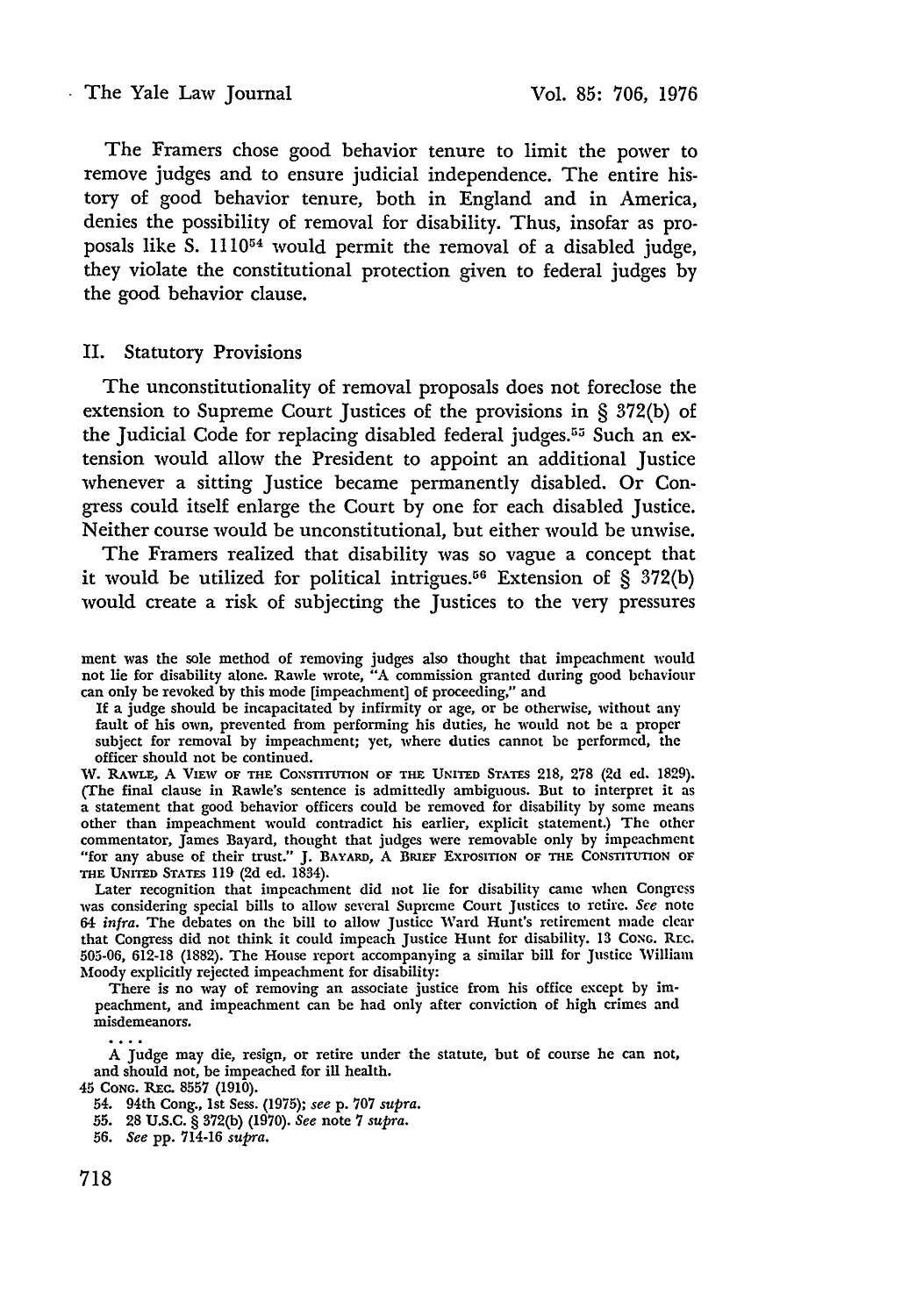The Framers chose good behavior tenure to limit the power to remove judges and to ensure judicial independence. The entire history of good behavior tenure, both in England and in America, denies the possibility of removal for disability. Thus, insofar as proposals like S. 1110[54] would permit the removal of a disabled judge, they violate the constitutional protection given to federal judges by the good behavior clause.

## II. Statutory Provisions

The unconstitutionality of removal proposals does not foreclose the extension to Supreme Court Justices of the provisions in § 372(b) of the Judicial Code for replacing disabled federal judges.[55] Such an extension would allow the President to appoint an additional Justice whenever a sitting Justice became permanently disabled. Or Congress could itself enlarge the Court by one for each disabled Justice. Neither course would be unconstitutional, but either would be unwise.

The Framers realized that disability was so vague a concept that it would be utilized for political intrigues.[56] Extension of § 372(b) would create a risk of subjecting the Justices to the very pressures

---

ment was the sole method of removing judges also thought that impeachment would not lie for disability alone. Rawle wrote, "A commission granted during good behaviour can only be revoked by this mode [impeachment] of proceeding," and

> If a judge should be incapacitated by infirmity or age, or be otherwise, without any fault of his own, prevented from performing his duties, he would not be a proper subject for removal by impeachment; yet, where duties cannot be performed, the officer should not be continued.

W. RAWLE, A VIEW OF THE CONSTITUTION OF THE UNITED STATES 218, 278 (2d ed. 1829). (The final clause in Rawle's sentence is admittedly ambiguous. But to interpret it as a statement that good behavior officers could be removed for disability by some means other than impeachment would contradict his earlier, explicit statement.) The other commentator, James Bayard, thought that judges were removable only by impeachment "for any abuse of their trust." J. BAYARD, A BRIEF EXPOSITION OF THE CONSTITUTION OF THE UNITED STATES 119 (2d ed. 1834).

Later recognition that impeachment did not lie for disability came when Congress was considering special bills to allow several Supreme Court Justices to retire. *See* note 64 *infra*. The debates on the bill to allow Justice Ward Hunt's retirement made clear that Congress did not think it could impeach Justice Hunt for disability. 13 CONG. REC. 505-06, 612-18 (1882). The House report accompanying a similar bill for Justice William Moody explicitly rejected impeachment for disability:

> There is no way of removing an associate justice from his office except by impeachment, and impeachment can be had only after conviction of high crimes and misdemeanors.
>
> . . . .
>
> A Judge may die, resign, or retire under the statute, but of course he can not, and should not, be impeached for ill health.

45 CONG. REC. 8557 (1910).

54. 94th Cong., 1st Sess. (1975); *see* p. 707 *supra*.

55. 28 U.S.C. § 372(b) (1970). *See* note 7 *supra*.

56. *See* pp. 714-16 *supra*.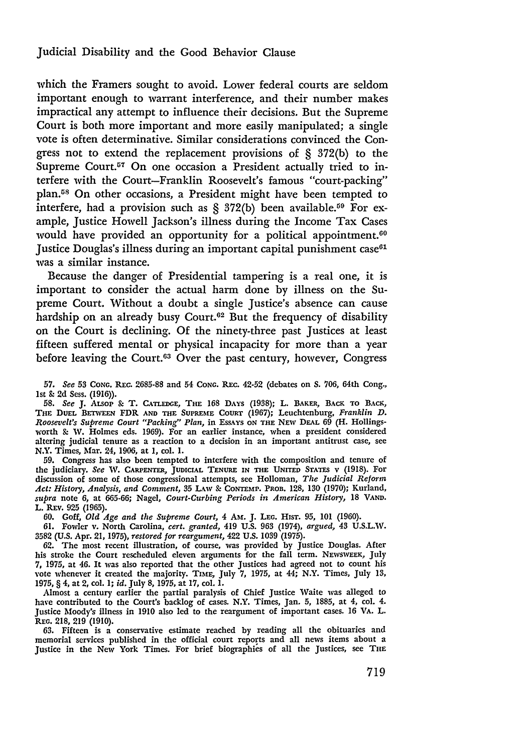which the Framers sought to avoid. Lower federal courts are seldom important enough to warrant interference, and their number makes impractical any attempt to influence their decisions. But the Supreme Court is both more important and more easily manipulated; a single vote is often determinative. Similar considerations convinced the Congress not to extend the replacement provisions of § 372(b) to the Supreme Court.[57] On one occasion a President actually tried to interfere with the Court—Franklin Roosevelt's famous "court-packing" plan.[58] On other occasions, a President might have been tempted to interfere, had a provision such as § 372(b) been available.[59] For example, Justice Howell Jackson's illness during the Income Tax Cases would have provided an opportunity for a political appointment.[60] Justice Douglas's illness during an important capital punishment case[61] was a similar instance.

Because the danger of Presidential tampering is a real one, it is important to consider the actual harm done by illness on the Supreme Court. Without a doubt a single Justice's absence can cause hardship on an already busy Court.[62] But the frequency of disability on the Court is declining. Of the ninety-three past Justices at least fifteen suffered mental or physical incapacity for more than a year before leaving the Court.[63] Over the past century, however, Congress

---

57. *See* 53 CONG. REC. 2685-88 and 54 CONG. REC. 42-52 (debates on S. 706, 64th Cong., 1st & 2d Sess. (1916)).

58. *See* J. ALSOP & T. CATLEDGE, THE 168 DAYS (1938); L. BAKER, BACK TO BACK, THE DUEL BETWEEN FDR AND THE SUPREME COURT (1967); Leuchtenburg, *Franklin D. Roosevelt's Supreme Court "Packing" Plan*, in ESSAYS ON THE NEW DEAL 69 (H. Hollingsworth & W. Holmes eds. 1969). For an earlier instance, when a president considered altering judicial tenure as a reaction to a decision in an important antitrust case, see N.Y. Times, Mar. 24, 1906, at 1, col. 1.

59. Congress has also been tempted to interfere with the composition and tenure of the judiciary. *See* W. CARPENTER, JUDICIAL TENURE IN THE UNITED STATES v (1918). For discussion of some of those congressional attempts, see Holloman, *The Judicial Reform Act: History, Analysis, and Comment*, 35 LAW & CONTEMP. PROB. 128, 130 (1970); Kurland, *supra* note 6, at 665-66; Nagel, *Court-Curbing Periods in American History*, 18 VAND. L. REV. 925 (1965).

60. Goff, *Old Age and the Supreme Court*, 4 AM. J. LEG. HIST. 95, 101 (1960).

61. Fowler v. North Carolina, *cert. granted*, 419 U.S. 963 (1974), *argued*, 43 U.S.L.W. 3582 (U.S. Apr. 21, 1975), *restored for reargument*, 422 U.S. 1039 (1975).

62. The most recent illustration, of course, was provided by Justice Douglas. After his stroke the Court rescheduled eleven arguments for the fall term. NEWSWEEK, July 7, 1975, at 46. It was also reported that the other Justices had agreed not to count his vote whenever it created the majority. TIME, July 7, 1975, at 44; N.Y. Times, July 13, 1975, § 4, at 2, col. 1; *id.* July 8, 1975, at 17, col. 1.

Almost a century earlier the partial paralysis of Chief Justice Waite was alleged to have contributed to the Court's backlog of cases. N.Y. Times, Jan. 5, 1885, at 4, col. 4. Justice Moody's illness in 1910 also led to the reargument of important cases. 16 VA. L. REG. 218, 219 (1910).

63. Fifteen is a conservative estimate reached by reading all the obituaries and memorial services published in the official court reports and all news items about a Justice in the New York Times. For brief biographies of all the Justices, see THE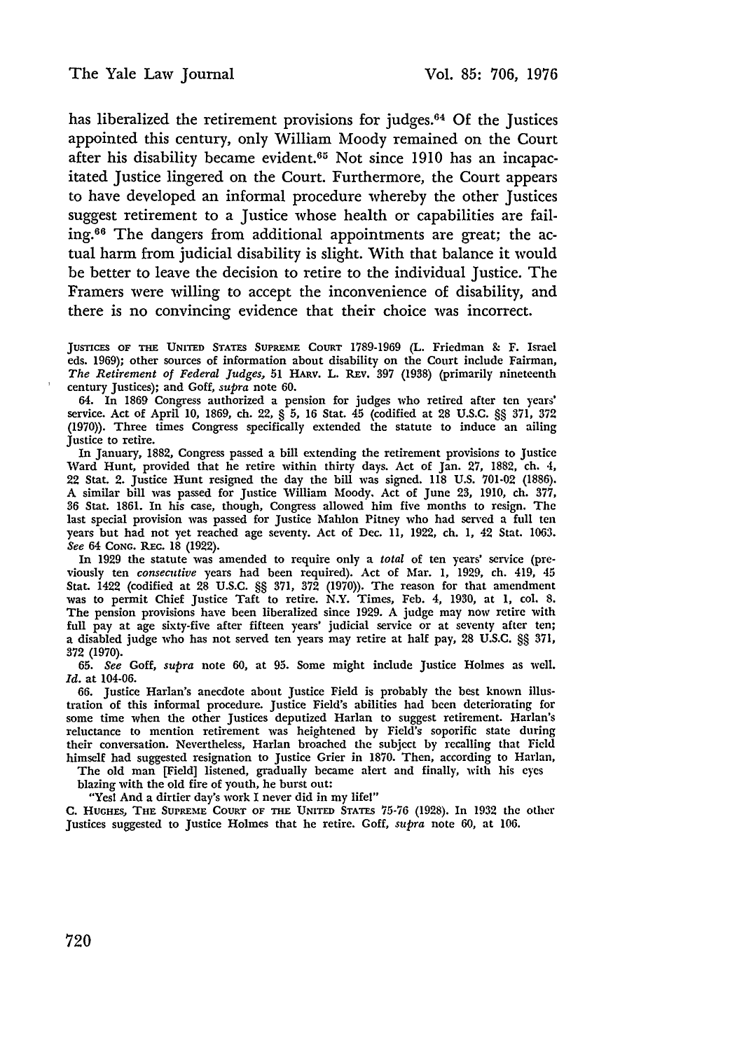has liberalized the retirement provisions for judges.[64] Of the Justices appointed this century, only William Moody remained on the Court after his disability became evident.[65] Not since 1910 has an incapacitated Justice lingered on the Court. Furthermore, the Court appears to have developed an informal procedure whereby the other Justices suggest retirement to a Justice whose health or capabilities are failing.[66] The dangers from additional appointments are great; the actual harm from judicial disability is slight. With that balance it would be better to leave the decision to retire to the individual Justice. The Framers were willing to accept the inconvenience of disability, and there is no convincing evidence that their choice was incorrect.

JUSTICES OF THE UNITED STATES SUPREME COURT 1789-1969 (L. Friedman & F. Israel eds. 1969); other sources of information about disability on the Court include Fairman, *The Retirement of Federal Judges*, 51 HARV. L. REV. 397 (1938) (primarily nineteenth century Justices); and Goff, *supra* note 60.

64. In 1869 Congress authorized a pension for judges who retired after ten years' service. Act of April 10, 1869, ch. 22, § 5, 16 Stat. 45 (codified at 28 U.S.C. §§ 371, 372 (1970)). Three times Congress specifically extended the statute to induce an ailing Justice to retire.

In January, 1882, Congress passed a bill extending the retirement provisions to Justice Ward Hunt, provided that he retire within thirty days. Act of Jan. 27, 1882, ch. 4, 22 Stat. 2. Justice Hunt resigned the day the bill was signed. 118 U.S. 701-02 (1886). A similar bill was passed for Justice William Moody. Act of June 23, 1910, ch. 377, 36 Stat. 1861. In his case, though, Congress allowed him five months to resign. The last special provision was passed for Justice Mahlon Pitney who had served a full ten years but had not yet reached age seventy. Act of Dec. 11, 1922, ch. 1, 42 Stat. 1063. *See* 64 CONG. REC. 18 (1922).

In 1929 the statute was amended to require only a *total* of ten years' service (previously ten *consecutive* years had been required). Act of Mar. 1, 1929, ch. 419, 45 Stat. 1422 (codified at 28 U.S.C. §§ 371, 372 (1970)). The reason for that amendment was to permit Chief Justice Taft to retire. N.Y. Times, Feb. 4, 1930, at 1, col. 8. The pension provisions have been liberalized since 1929. A judge may now retire with full pay at age sixty-five after fifteen years' judicial service or at seventy after ten; a disabled judge who has not served ten years may retire at half pay, 28 U.S.C. §§ 371, 372 (1970).

65. *See* Goff, *supra* note 60, at 95. Some might include Justice Holmes as well. *Id.* at 104-06.

66. Justice Harlan's anecdote about Justice Field is probably the best known illustration of this informal procedure. Justice Field's abilities had been deteriorating for some time when the other Justices deputized Harlan to suggest retirement. Harlan's reluctance to mention retirement was heightened by Field's soporific state during their conversation. Nevertheless, Harlan broached the subject by recalling that Field himself had suggested resignation to Justice Grier in 1870. Then, according to Harlan,

> The old man [Field] listened, gradually became alert and finally, with his eyes blazing with the old fire of youth, he burst out:
>
> "Yes! And a dirtier day's work I never did in my life!"

C. HUGHES, THE SUPREME COURT OF THE UNITED STATES 75-76 (1928). In 1932 the other Justices suggested to Justice Holmes that he retire. Goff, *supra* note 60, at 106.